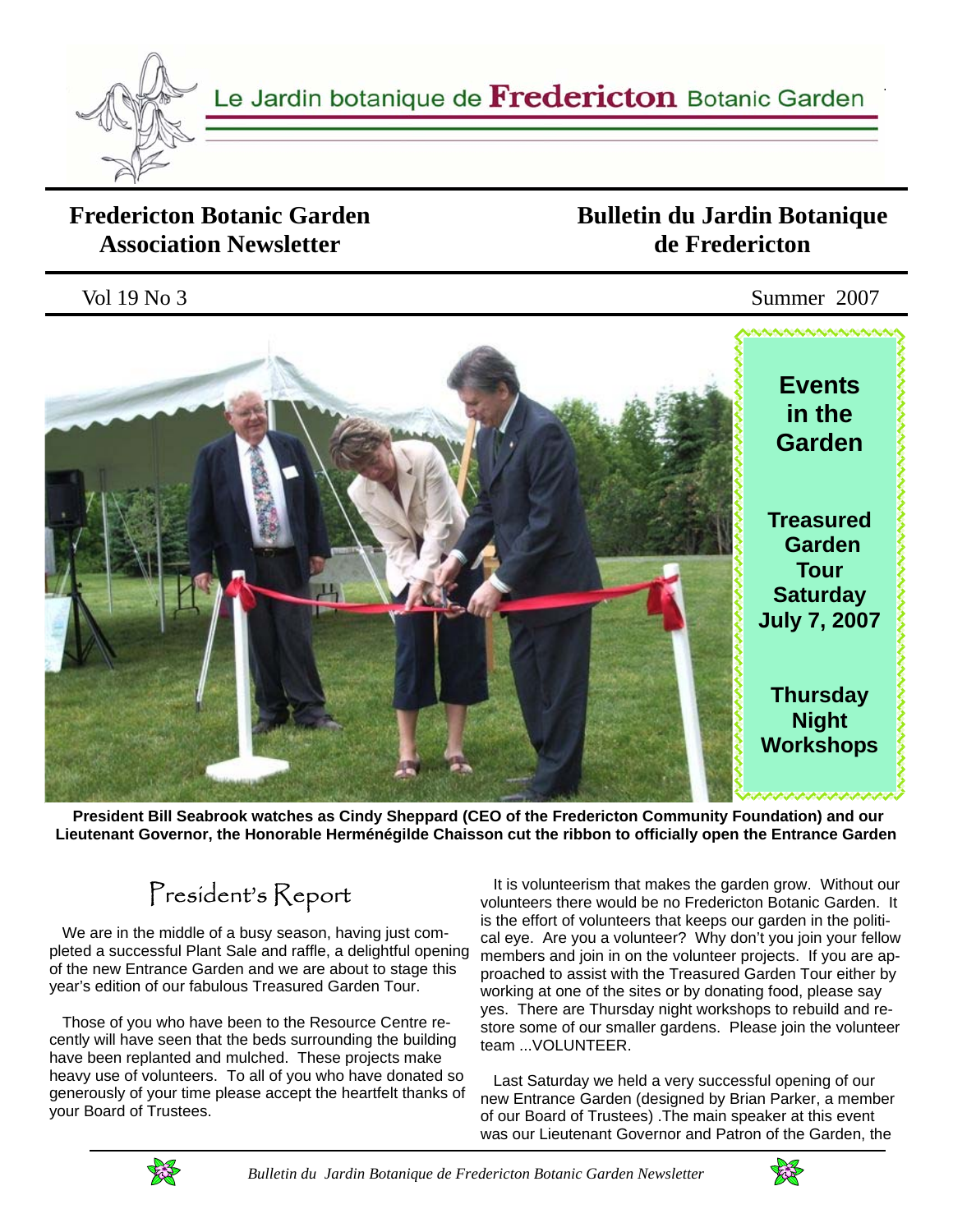Le Jardin botanique de **Fredericton** Botanic Garden

# Fredericton Botanic Garden Association Newsletter

# Bulletin du Jardin Botanique de Fredericton

Vol 19 No 3 Summer 2007

**Events in the Garden**

**Treasured Garden Tour Saturday July 7, 2007**

**Thursday Night Workshops**

**President Bill Seabrook watches as Cindy Sheppard (CEO of the Fredericton Community Foundation) and our Lieutenant Governor, the Honorable Herménégilde Chaisson cut the ribbon to officially open the Entrance Garden**

## President's Report

We are in the middle of a busy season, having just completed a successful Plant Sale and raffle, a delightful opening of the new Entrance Garden and we are about to stage this year's edition of our fabulous Treasured Garden Tour.

Those of you who have been to the Resource Centre recently will have seen that the beds surrounding the building have been replanted and mulched. These projects make heavy use of volunteers. To all of you who have donated so generously of your time please accept the heartfelt thanks of your Board of Trustees.

It is volunteerism that makes the garden grow. Without our volunteers there would be no Fredericton Botanic Garden. It is the effort of volunteers that keeps our garden in the political eye. Are you a volunteer? Why don't you join your fellow members and join in on the volunteer projects. If you are approached to assist with the Treasured Garden Tour either by working at one of the sites or by donating food, please say yes. There are Thursday night workshops to rebuild and restore some of our smaller gardens. Please join the volunteer team ...VOLUNTEER.

Last Saturday we held a very successful opening of our new Entrance Garden (designed by Brian Parker, a member of our Board of Trustees) .The main speaker at this event was our Lieutenant Governor and Patron of the Garden, the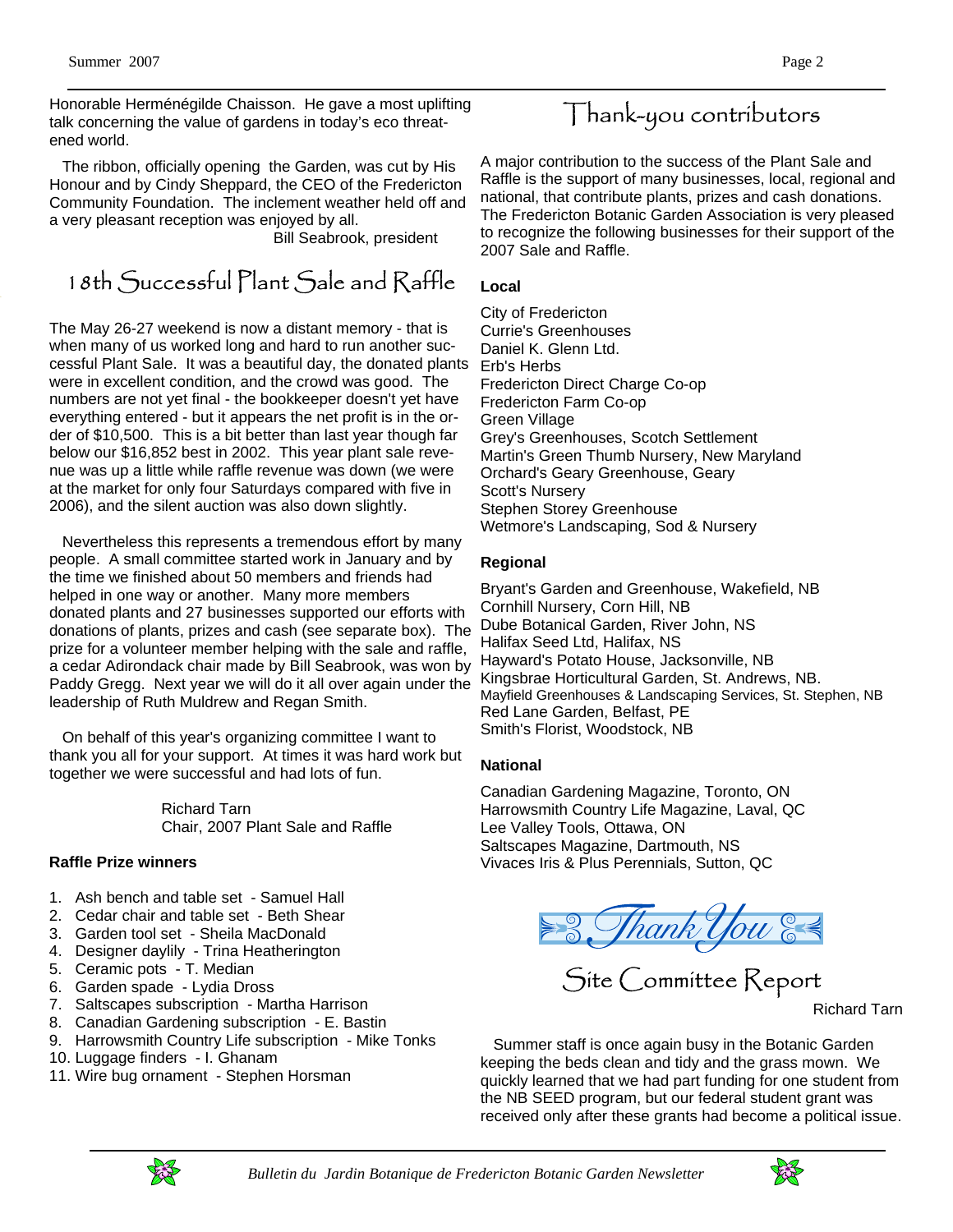Honorable Herménégilde Chaisson. He gave a most uplifting talk concerning the value of gardens in today's eco threatened world.

The ribbon, officially opening the Garden, was cut by His Honour and by Cindy Sheppard, the CEO of the Fredericton Community Foundation. The inclement weather held off and a very pleasant reception was enjoyed by all.

Bill Seabrook, president

## 18th Successful Plant Sale and Raffle

The May 26-27 weekend is now a distant memory - that is when many of us worked long and hard to run another successful Plant Sale. It was a beautiful day, the donated plants were in excellent condition, and the crowd was good. The numbers are not yet final - the bookkeeper doesn't yet have everything entered - but it appears the net profit is in the order of $10,500. This is a bit better than last year though far below our $16,852 best in 2002. This year plant sale revenue was up a little while raffle revenue was down (we were at the market for only four Saturdays compared with five in 2006), and the silent auction was also down slightly.

Nevertheless this represents a tremendous effort by many people. A small committee started work in January and by the time we finished about 50 members and friends had helped in one way or another. Many more members donated plants and 27 businesses supported our efforts with donations of plants, prizes and cash (see separate box). The prize for a volunteer member helping with the sale and raffle, a cedar Adirondack chair made by Bill Seabrook, was won by Paddy Gregg. Next year we will do it all over again under the leadership of Ruth Muldrew and Regan Smith.

On behalf of this year's organizing committee I want to thank you all for your support. At times it was hard work but together we were successful and had lots of fun.

Richard Tarn
Chair, 2007 Plant Sale and Raffle

**Raffle Prize winners**

1. Ash bench and table set - Samuel Hall
2. Cedar chair and table set - Beth Shear
3. Garden tool set - Sheila MacDonald
4. Designer daylily - Trina Heatherington
5. Ceramic pots - T. Median
6. Garden spade - Lydia Dross
7. Saltscapes subscription - Martha Harrison
8. Canadian Gardening subscription - E. Bastin
9. Harrowsmith Country Life subscription - Mike Tonks
10. Luggage finders - I. Ghanam
11. Wire bug ornament - Stephen Horsman

## Thank-you contributors

A major contribution to the success of the Plant Sale and Raffle is the support of many businesses, local, regional and national, that contribute plants, prizes and cash donations. The Fredericton Botanic Garden Association is very pleased to recognize the following businesses for their support of the 2007 Sale and Raffle.

**Local**

City of Fredericton
Currie's Greenhouses
Daniel K. Glenn Ltd.
Erb's Herbs
Fredericton Direct Charge Co-op
Fredericton Farm Co-op
Green Village
Grey's Greenhouses, Scotch Settlement
Martin's Green Thumb Nursery, New Maryland
Orchard's Geary Greenhouse, Geary
Scott's Nursery
Stephen Storey Greenhouse
Wetmore's Landscaping, Sod & Nursery

**Regional**

Bryant's Garden and Greenhouse, Wakefield, NB
Cornhill Nursery, Corn Hill, NB
Dube Botanical Garden, River John, NS
Halifax Seed Ltd, Halifax, NS
Hayward's Potato House, Jacksonville, NB
Kingsbrae Horticultural Garden, St. Andrews, NB.
Mayfield Greenhouses & Landscaping Services, St. Stephen, NB
Red Lane Garden, Belfast, PE
Smith's Florist, Woodstock, NB

**National**

Canadian Gardening Magazine, Toronto, ON
Harrowsmith Country Life Magazine, Laval, QC
Lee Valley Tools, Ottawa, ON
Saltscapes Magazine, Dartmouth, NS
Vivaces Iris & Plus Perennials, Sutton, QC

*Thank You*

## Site Committee Report

Richard Tarn

Summer staff is once again busy in the Botanic Garden keeping the beds clean and tidy and the grass mown. We quickly learned that we had part funding for one student from the NB SEED program, but our federal student grant was received only after these grants had become a political issue.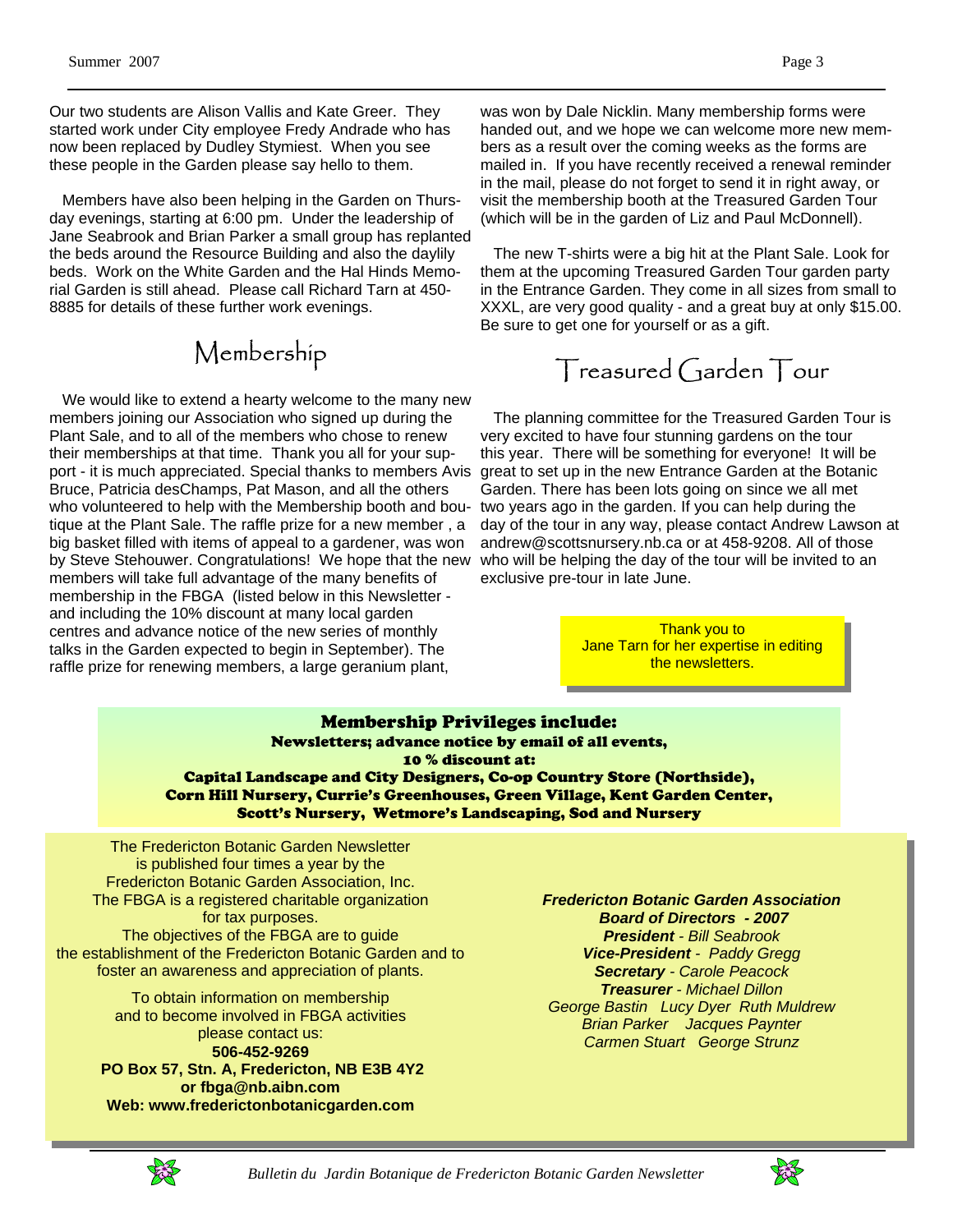Our two students are Alison Vallis and Kate Greer. They started work under City employee Fredy Andrade who has now been replaced by Dudley Stymiest. When you see these people in the Garden please say hello to them.

Members have also been helping in the Garden on Thursday evenings, starting at 6:00 pm. Under the leadership of Jane Seabrook and Brian Parker a small group has replanted the beds around the Resource Building and also the daylily beds. Work on the White Garden and the Hal Hinds Memorial Garden is still ahead. Please call Richard Tarn at 450-8885 for details of these further work evenings.

## Membership

We would like to extend a hearty welcome to the many new members joining our Association who signed up during the Plant Sale, and to all of the members who chose to renew their memberships at that time. Thank you all for your support - it is much appreciated. Special thanks to members Avis Bruce, Patricia desChamps, Pat Mason, and all the others who volunteered to help with the Membership booth and boutique at the Plant Sale. The raffle prize for a new member , a big basket filled with items of appeal to a gardener, was won by Steve Stehouwer. Congratulations! We hope that the new members will take full advantage of the many benefits of membership in the FBGA (listed below in this Newsletter - and including the 10% discount at many local garden centres and advance notice of the new series of monthly talks in the Garden expected to begin in September). The raffle prize for renewing members, a large geranium plant, was won by Dale Nicklin. Many membership forms were handed out, and we hope we can welcome more new members as a result over the coming weeks as the forms are mailed in. If you have recently received a renewal reminder in the mail, please do not forget to send it in right away, or visit the membership booth at the Treasured Garden Tour (which will be in the garden of Liz and Paul McDonnell).

The new T-shirts were a big hit at the Plant Sale. Look for them at the upcoming Treasured Garden Tour garden party in the Entrance Garden. They come in all sizes from small to XXXL, are very good quality - and a great buy at only $15.00. Be sure to get one for yourself or as a gift.

## Treasured Garden Tour

The planning committee for the Treasured Garden Tour is very excited to have four stunning gardens on the tour this year. There will be something for everyone! It will be great to set up in the new Entrance Garden at the Botanic Garden. There has been lots going on since we all met two years ago in the garden. If you can help during the day of the tour in any way, please contact Andrew Lawson at andrew@scottsnursery.nb.ca or at 458-9208. All of those who will be helping the day of the tour will be invited to an exclusive pre-tour in late June.

Thank you to Jane Tarn for her expertise in editing the newsletters.

**Membership Privileges include:**
**Newsletters; advance notice by email of all events,**
**10 % discount at:**
**Capital Landscape and City Designers, Co-op Country Store (Northside), Corn Hill Nursery, Currie's Greenhouses, Green Village, Kent Garden Center, Scott's Nursery, Wetmore's Landscaping, Sod and Nursery**

The Fredericton Botanic Garden Newsletter is published four times a year by the Fredericton Botanic Garden Association, Inc.
The FBGA is a registered charitable organization for tax purposes.
The objectives of the FBGA are to guide the establishment of the Fredericton Botanic Garden and to foster an awareness and appreciation of plants.

To obtain information on membership and to become involved in FBGA activities please contact us:
**506-452-9269**
**PO Box 57, Stn. A, Fredericton, NB E3B 4Y2**
**or fbga@nb.aibn.com**
**Web: www.frederictonbotanicgarden.com**

***Fredericton Botanic Garden Association***
***Board of Directors - 2007***
***President*** *- Bill Seabrook*
***Vice-President*** *- Paddy Gregg*
***Secretary*** *- Carole Peacock*
***Treasurer*** *- Michael Dillon*
*George Bastin Lucy Dyer Ruth Muldrew*
*Brian Parker Jacques Paynter*
*Carmen Stuart George Strunz*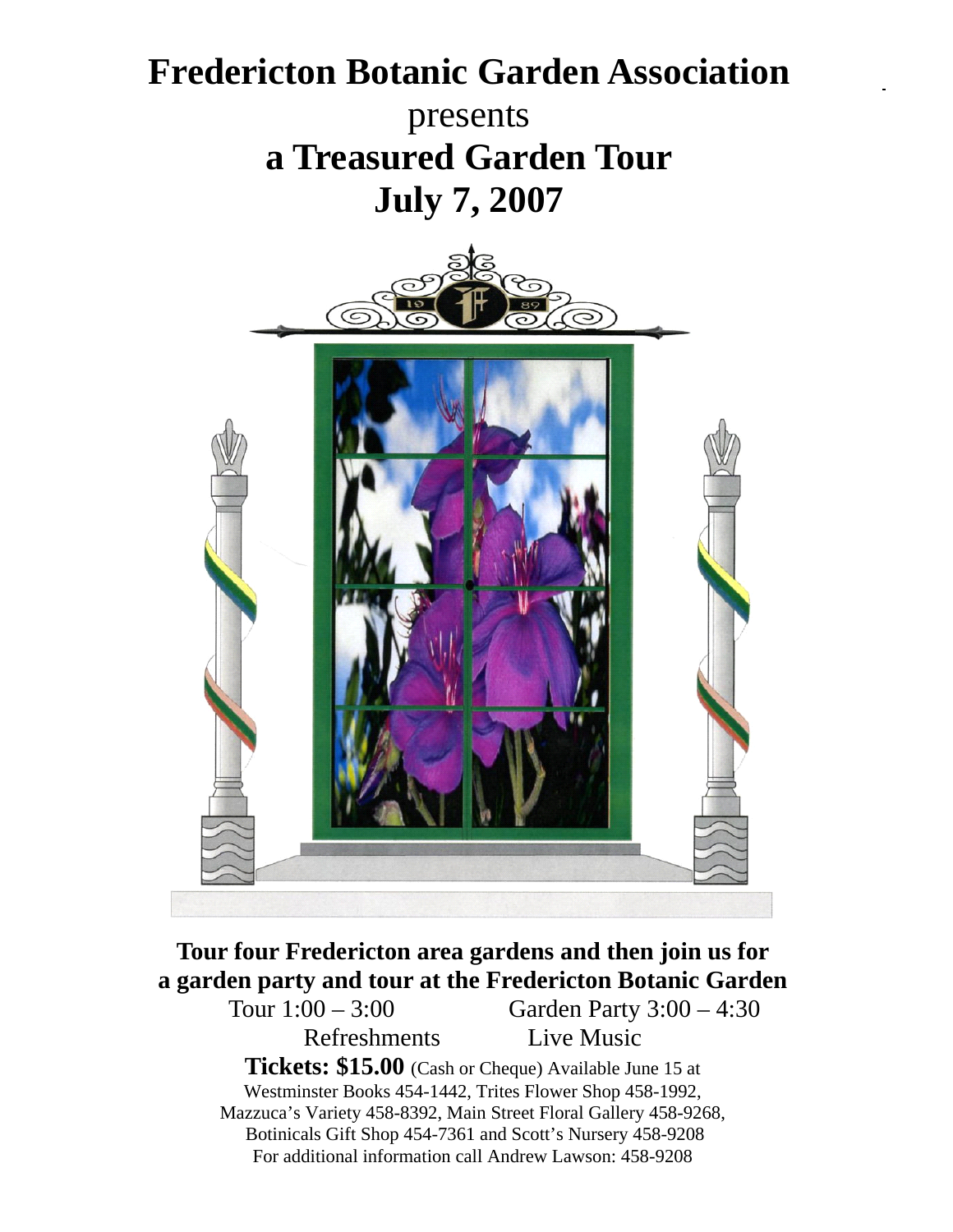# Fredericton Botanic Garden Association

presents

## a Treasured Garden Tour

## July 7, 2007

**Tour four Fredericton area gardens and then join us for a garden party and tour at the Fredericton Botanic Garden**

Tour 1:00 – 3:00 Garden Party 3:00 – 4:30

Refreshments Live Music

**Tickets: $15.00** (Cash or Cheque) Available June 15 at Westminster Books 454-1442, Trites Flower Shop 458-1992, Mazzuca's Variety 458-8392, Main Street Floral Gallery 458-9268, Botinicals Gift Shop 454-7361 and Scott's Nursery 458-9208

For additional information call Andrew Lawson: 458-9208